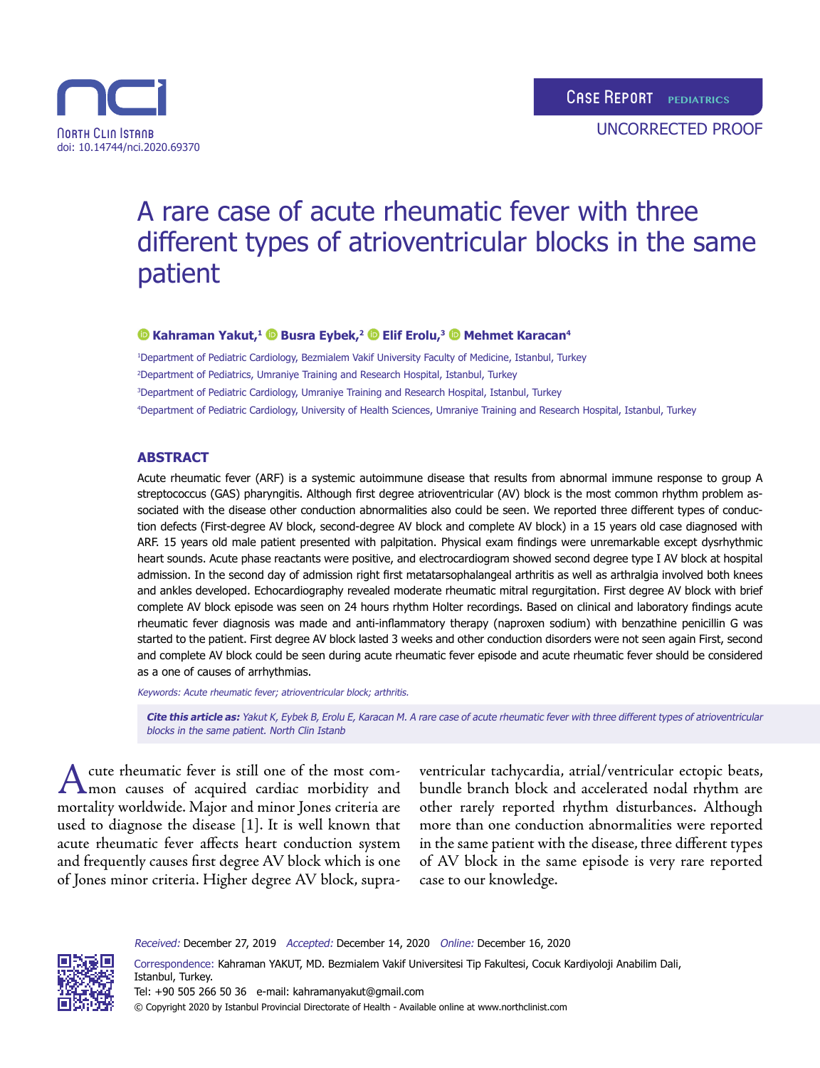Case Report PEDIATRICS

UNCORRECTED PROOF

North Clin Istanb
doi: 10.14744/nci.2020.69370

# A rare case of acute rheumatic fever with three different types of atrioventricular blocks in the same patient

**Kahraman Yakut,[1] Busra Eybek,[2] Elif Erolu,[3] Mehmet Karacan[4]**

[1]Department of Pediatric Cardiology, Bezmialem Vakif University Faculty of Medicine, Istanbul, Turkey
[2]Department of Pediatrics, Umraniye Training and Research Hospital, Istanbul, Turkey
[3]Department of Pediatric Cardiology, Umraniye Training and Research Hospital, Istanbul, Turkey
[4]Department of Pediatric Cardiology, University of Health Sciences, Umraniye Training and Research Hospital, Istanbul, Turkey

## ABSTRACT

Acute rheumatic fever (ARF) is a systemic autoimmune disease that results from abnormal immune response to group A streptococcus (GAS) pharyngitis. Although first degree atrioventricular (AV) block is the most common rhythm problem associated with the disease other conduction abnormalities also could be seen. We reported three different types of conduction defects (First-degree AV block, second-degree AV block and complete AV block) in a 15 years old case diagnosed with ARF. 15 years old male patient presented with palpitation. Physical exam findings were unremarkable except dysrhythmic heart sounds. Acute phase reactants were positive, and electrocardiogram showed second degree type I AV block at hospital admission. In the second day of admission right first metatarsophalangeal arthritis as well as arthralgia involved both knees and ankles developed. Echocardiography revealed moderate rheumatic mitral regurgitation. First degree AV block with brief complete AV block episode was seen on 24 hours rhythm Holter recordings. Based on clinical and laboratory findings acute rheumatic fever diagnosis was made and anti-inflammatory therapy (naproxen sodium) with benzathine penicillin G was started to the patient. First degree AV block lasted 3 weeks and other conduction disorders were not seen again First, second and complete AV block could be seen during acute rheumatic fever episode and acute rheumatic fever should be considered as a one of causes of arrhythmias.

*Keywords: Acute rheumatic fever; atrioventricular block; arthritis.*

***Cite this article as:*** *Yakut K, Eybek B, Erolu E, Karacan M. A rare case of acute rheumatic fever with three different types of atrioventricular blocks in the same patient. North Clin Istanb*

Acute rheumatic fever is still one of the most common causes of acquired cardiac morbidity and mortality worldwide. Major and minor Jones criteria are used to diagnose the disease [1]. It is well known that acute rheumatic fever affects heart conduction system and frequently causes first degree AV block which is one of Jones minor criteria. Higher degree AV block, supraventricular tachycardia, atrial/ventricular ectopic beats, bundle branch block and accelerated nodal rhythm are other rarely reported rhythm disturbances. Although more than one conduction abnormalities were reported in the same patient with the disease, three different types of AV block in the same episode is very rare reported case to our knowledge.

*Received:* December 27, 2019 *Accepted:* December 14, 2020 *Online:* December 16, 2020

Correspondence: Kahraman YAKUT, MD. Bezmialem Vakif Universitesi Tip Fakultesi, Cocuk Kardiyoloji Anabilim Dali, Istanbul, Turkey.
Tel: +90 505 266 50 36 e-mail: kahramanyakut@gmail.com
© Copyright 2020 by Istanbul Provincial Directorate of Health - Available online at www.northclinist.com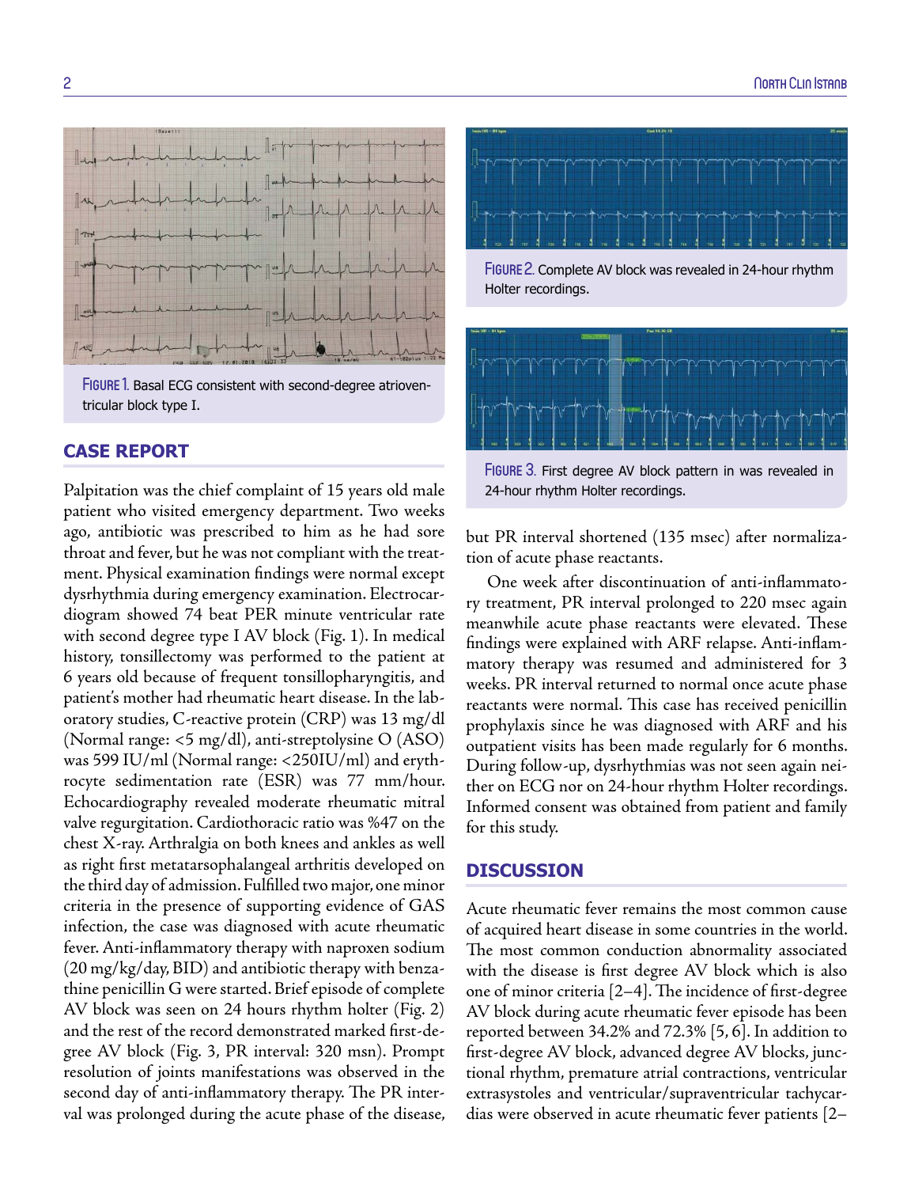Figure 1. Basal ECG consistent with second-degree atrioventricular block type I.

## CASE REPORT

Palpitation was the chief complaint of 15 years old male patient who visited emergency department. Two weeks ago, antibiotic was prescribed to him as he had sore throat and fever, but he was not compliant with the treatment. Physical examination findings were normal except dysrhythmia during emergency examination. Electrocardiogram showed 74 beat PER minute ventricular rate with second degree type I AV block (Fig. 1). In medical history, tonsillectomy was performed to the patient at 6 years old because of frequent tonsillopharyngitis, and patient's mother had rheumatic heart disease. In the laboratory studies, C-reactive protein (CRP) was 13 mg/dl (Normal range: <5 mg/dl), anti-streptolysine O (ASO) was 599 IU/ml (Normal range: <250IU/ml) and erythrocyte sedimentation rate (ESR) was 77 mm/hour. Echocardiography revealed moderate rheumatic mitral valve regurgitation. Cardiothoracic ratio was %47 on the chest X-ray. Arthralgia on both knees and ankles as well as right first metatarsophalangeal arthritis developed on the third day of admission. Fulfilled two major, one minor criteria in the presence of supporting evidence of GAS infection, the case was diagnosed with acute rheumatic fever. Anti-inflammatory therapy with naproxen sodium (20 mg/kg/day, BID) and antibiotic therapy with benzathine penicillin G were started. Brief episode of complete AV block was seen on 24 hours rhythm holter (Fig. 2) and the rest of the record demonstrated marked first-degree AV block (Fig. 3, PR interval: 320 msn). Prompt resolution of joints manifestations was observed in the second day of anti-inflammatory therapy. The PR interval was prolonged during the acute phase of the disease, but PR interval shortened (135 msec) after normalization of acute phase reactants.

Figure 2. Complete AV block was revealed in 24-hour rhythm Holter recordings.

Figure 3. First degree AV block pattern in was revealed in 24-hour rhythm Holter recordings.

One week after discontinuation of anti-inflammatory treatment, PR interval prolonged to 220 msec again meanwhile acute phase reactants were elevated. These findings were explained with ARF relapse. Anti-inflammatory therapy was resumed and administered for 3 weeks. PR interval returned to normal once acute phase reactants were normal. This case has received penicillin prophylaxis since he was diagnosed with ARF and his outpatient visits has been made regularly for 6 months. During follow-up, dysrhythmias was not seen again neither on ECG nor on 24-hour rhythm Holter recordings. Informed consent was obtained from patient and family for this study.

## DISCUSSION

Acute rheumatic fever remains the most common cause of acquired heart disease in some countries in the world. The most common conduction abnormality associated with the disease is first degree AV block which is also one of minor criteria [2–4]. The incidence of first-degree AV block during acute rheumatic fever episode has been reported between 34.2% and 72.3% [5, 6]. In addition to first-degree AV block, advanced degree AV blocks, junctional rhythm, premature atrial contractions, ventricular extrasystoles and ventricular/supraventricular tachycardias were observed in acute rheumatic fever patients [2–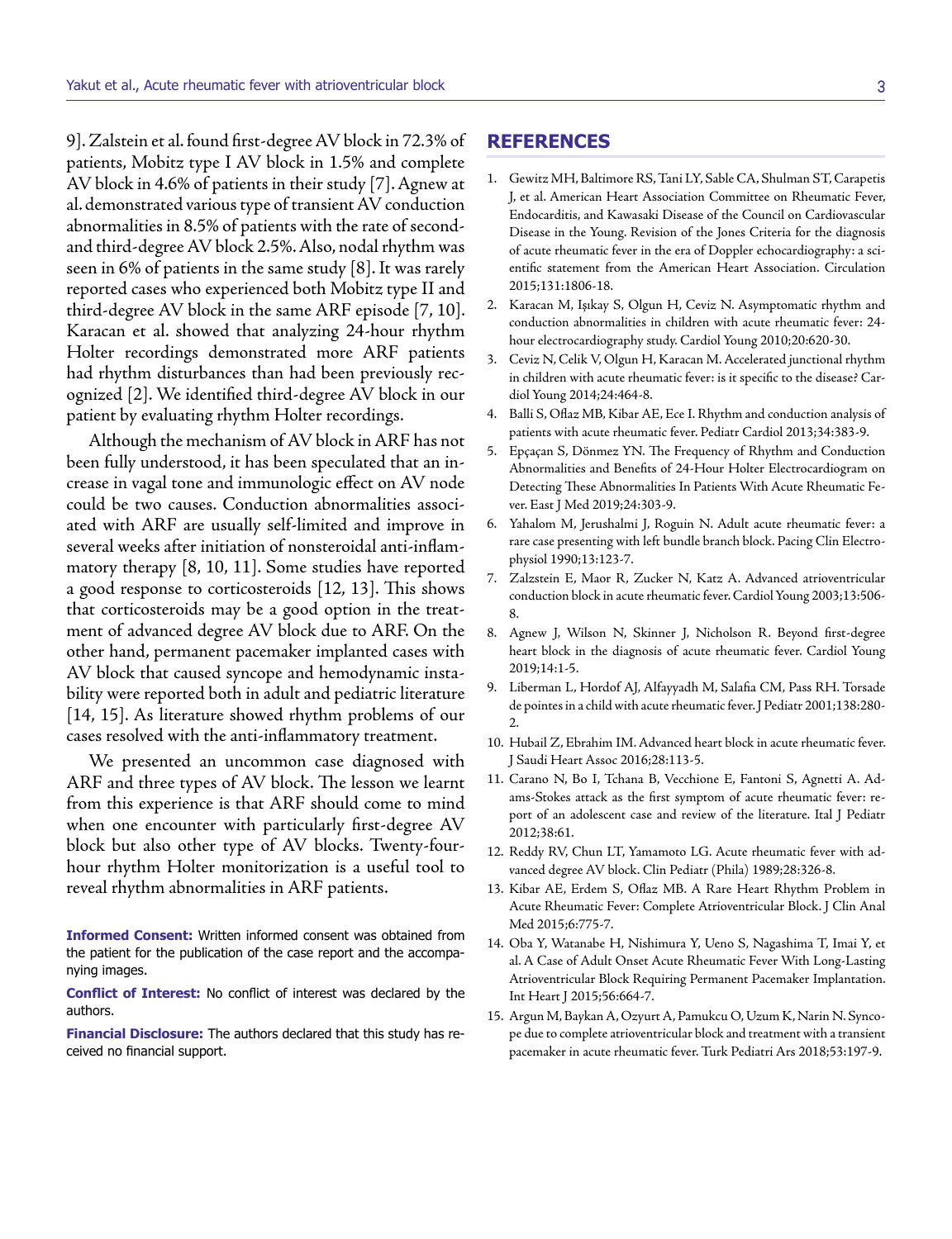9]. Zalstein et al. found first-degree AV block in 72.3% of patients, Mobitz type I AV block in 1.5% and complete AV block in 4.6% of patients in their study [7]. Agnew at al. demonstrated various type of transient AV conduction abnormalities in 8.5% of patients with the rate of second- and third-degree AV block 2.5%. Also, nodal rhythm was seen in 6% of patients in the same study [8]. It was rarely reported cases who experienced both Mobitz type II and third-degree AV block in the same ARF episode [7, 10]. Karacan et al. showed that analyzing 24-hour rhythm Holter recordings demonstrated more ARF patients had rhythm disturbances than had been previously recognized [2]. We identified third-degree AV block in our patient by evaluating rhythm Holter recordings.

Although the mechanism of AV block in ARF has not been fully understood, it has been speculated that an increase in vagal tone and immunologic effect on AV node could be two causes. Conduction abnormalities associated with ARF are usually self-limited and improve in several weeks after initiation of nonsteroidal anti-inflammatory therapy [8, 10, 11]. Some studies have reported a good response to corticosteroids [12, 13]. This shows that corticosteroids may be a good option in the treatment of advanced degree AV block due to ARF. On the other hand, permanent pacemaker implanted cases with AV block that caused syncope and hemodynamic instability were reported both in adult and pediatric literature [14, 15]. As literature showed rhythm problems of our cases resolved with the anti-inflammatory treatment.

We presented an uncommon case diagnosed with ARF and three types of AV block. The lesson we learnt from this experience is that ARF should come to mind when one encounter with particularly first-degree AV block but also other type of AV blocks. Twenty-four-hour rhythm Holter monitorization is a useful tool to reveal rhythm abnormalities in ARF patients.

**Informed Consent:** Written informed consent was obtained from the patient for the publication of the case report and the accompanying images.

**Conflict of Interest:** No conflict of interest was declared by the authors.

**Financial Disclosure:** The authors declared that this study has received no financial support.

## REFERENCES

1. Gewitz MH, Baltimore RS, Tani LY, Sable CA, Shulman ST, Carapetis J, et al. American Heart Association Committee on Rheumatic Fever, Endocarditis, and Kawasaki Disease of the Council on Cardiovascular Disease in the Young. Revision of the Jones Criteria for the diagnosis of acute rheumatic fever in the era of Doppler echocardiography: a scientific statement from the American Heart Association. Circulation 2015;131:1806-18.
2. Karacan M, Işıkay S, Olgun H, Ceviz N. Asymptomatic rhythm and conduction abnormalities in children with acute rheumatic fever: 24-hour electrocardiography study. Cardiol Young 2010;20:620-30.
3. Ceviz N, Celik V, Olgun H, Karacan M. Accelerated junctional rhythm in children with acute rheumatic fever: is it specific to the disease? Cardiol Young 2014;24:464-8.
4. Balli S, Oflaz MB, Kibar AE, Ece I. Rhythm and conduction analysis of patients with acute rheumatic fever. Pediatr Cardiol 2013;34:383-9.
5. Epçaçan S, Dönmez YN. The Frequency of Rhythm and Conduction Abnormalities and Benefits of 24-Hour Holter Electrocardiogram on Detecting These Abnormalities In Patients With Acute Rheumatic Fever. East J Med 2019;24:303-9.
6. Yahalom M, Jerushalmi J, Roguin N. Adult acute rheumatic fever: a rare case presenting with left bundle branch block. Pacing Clin Electrophysiol 1990;13:123-7.
7. Zalzstein E, Maor R, Zucker N, Katz A. Advanced atrioventricular conduction block in acute rheumatic fever. Cardiol Young 2003;13:506-8.
8. Agnew J, Wilson N, Skinner J, Nicholson R. Beyond first-degree heart block in the diagnosis of acute rheumatic fever. Cardiol Young 2019;14:1-5.
9. Liberman L, Hordof AJ, Alfayyadh M, Salafia CM, Pass RH. Torsade de pointes in a child with acute rheumatic fever. J Pediatr 2001;138:280-2.
10. Hubail Z, Ebrahim IM. Advanced heart block in acute rheumatic fever. J Saudi Heart Assoc 2016;28:113-5.
11. Carano N, Bo I, Tchana B, Vecchione E, Fantoni S, Agnetti A. Adams-Stokes attack as the first symptom of acute rheumatic fever: report of an adolescent case and review of the literature. Ital J Pediatr 2012;38:61.
12. Reddy RV, Chun LT, Yamamoto LG. Acute rheumatic fever with advanced degree AV block. Clin Pediatr (Phila) 1989;28:326-8.
13. Kibar AE, Erdem S, Oflaz MB. A Rare Heart Rhythm Problem in Acute Rheumatic Fever: Complete Atrioventricular Block. J Clin Anal Med 2015;6:775-7.
14. Oba Y, Watanabe H, Nishimura Y, Ueno S, Nagashima T, Imai Y, et al. A Case of Adult Onset Acute Rheumatic Fever With Long-Lasting Atrioventricular Block Requiring Permanent Pacemaker Implantation. Int Heart J 2015;56:664-7.
15. Argun M, Baykan A, Ozyurt A, Pamukcu O, Uzum K, Narin N. Syncope due to complete atrioventricular block and treatment with a transient pacemaker in acute rheumatic fever. Turk Pediatri Ars 2018;53:197-9.